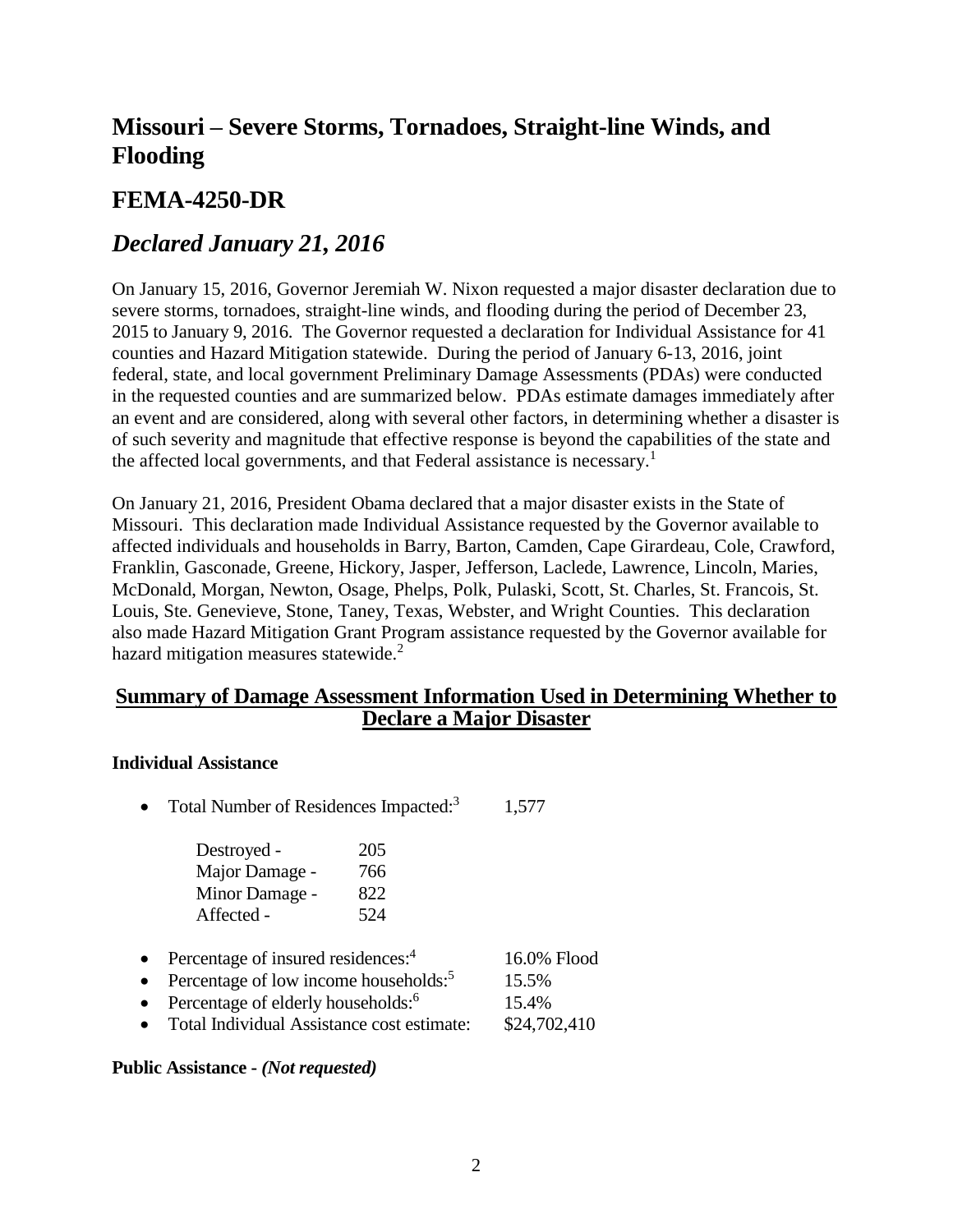# Missouri – Severe Storms, Tornadoes, Straight-line Winds, and Flooding

## FEMA-4250-DR

## *Declared January 21, 2016*

On January 15, 2016, Governor Jeremiah W. Nixon requested a major disaster declaration due to severe storms, tornadoes, straight-line winds, and flooding during the period of December 23, 2015 to January 9, 2016. The Governor requested a declaration for Individual Assistance for 41 counties and Hazard Mitigation statewide. During the period of January 6-13, 2016, joint federal, state, and local government Preliminary Damage Assessments (PDAs) were conducted in the requested counties and are summarized below. PDAs estimate damages immediately after an event and are considered, along with several other factors, in determining whether a disaster is of such severity and magnitude that effective response is beyond the capabilities of the state and the affected local governments, and that Federal assistance is necessary.[1]

On January 21, 2016, President Obama declared that a major disaster exists in the State of Missouri. This declaration made Individual Assistance requested by the Governor available to affected individuals and households in Barry, Barton, Camden, Cape Girardeau, Cole, Crawford, Franklin, Gasconade, Greene, Hickory, Jasper, Jefferson, Laclede, Lawrence, Lincoln, Maries, McDonald, Morgan, Newton, Osage, Phelps, Polk, Pulaski, Scott, St. Charles, St. Francois, St. Louis, Ste. Genevieve, Stone, Taney, Texas, Webster, and Wright Counties. This declaration also made Hazard Mitigation Grant Program assistance requested by the Governor available for hazard mitigation measures statewide.[2]

### Summary of Damage Assessment Information Used in Determining Whether to Declare a Major Disaster

**Individual Assistance**

- Total Number of Residences Impacted:[3] 1,577

    Destroyed - 205
    Major Damage - 766
    Minor Damage - 822
    Affected - 524

- Percentage of insured residences:[4] 16.0% Flood
- Percentage of low income households:[5] 15.5%
- Percentage of elderly households:[6] 15.4%
- Total Individual Assistance cost estimate: $24,702,410

**Public Assistance** - ***(Not requested)***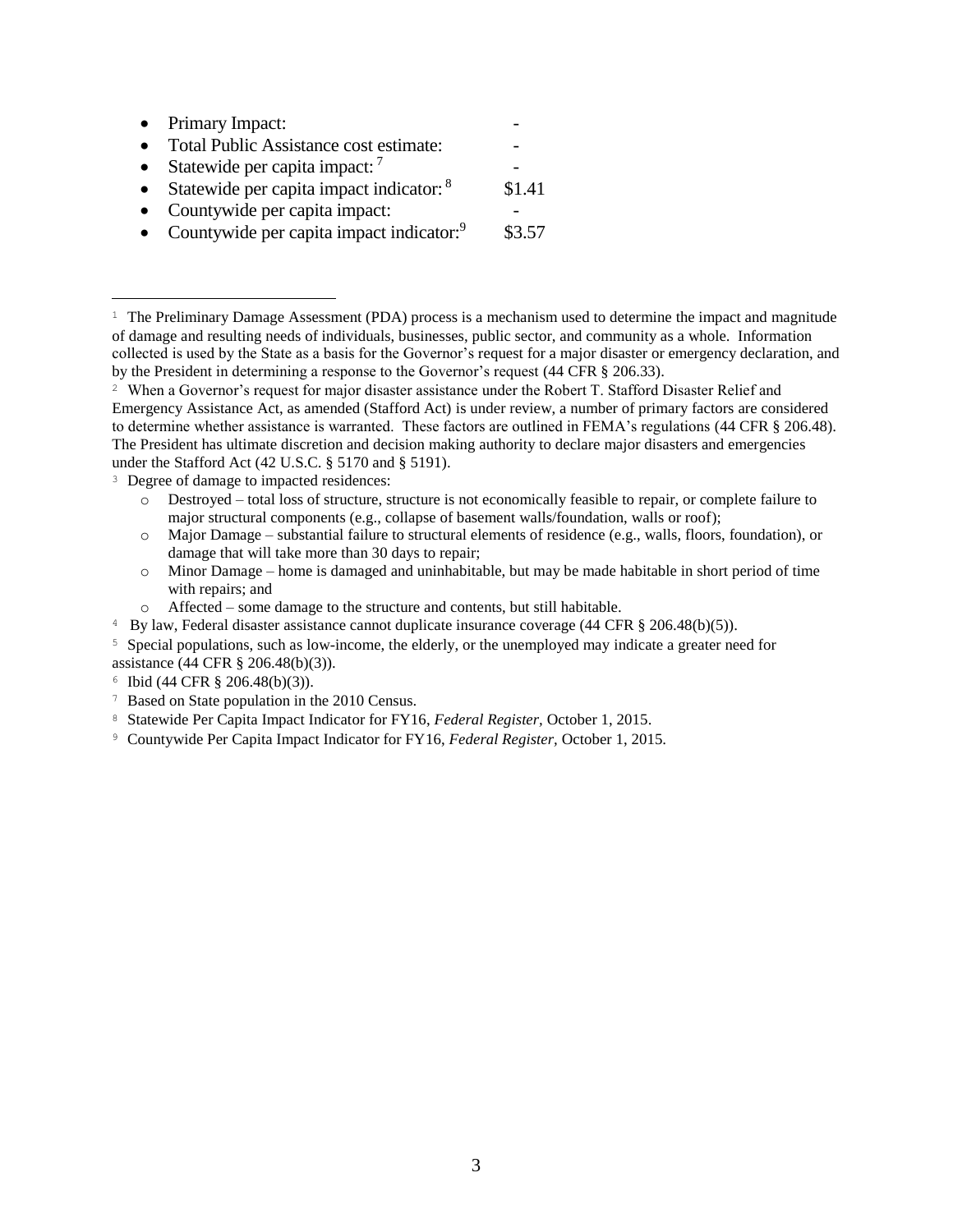- Primary Impact: -
- Total Public Assistance cost estimate: -
- Statewide per capita impact:[7] -
- Statewide per capita impact indicator:[8] $1.41
- Countywide per capita impact: -
- Countywide per capita impact indicator:[9] $3.57

---

[1] The Preliminary Damage Assessment (PDA) process is a mechanism used to determine the impact and magnitude of damage and resulting needs of individuals, businesses, public sector, and community as a whole. Information collected is used by the State as a basis for the Governor's request for a major disaster or emergency declaration, and by the President in determining a response to the Governor's request (44 CFR § 206.33).

[2] When a Governor's request for major disaster assistance under the Robert T. Stafford Disaster Relief and Emergency Assistance Act, as amended (Stafford Act) is under review, a number of primary factors are considered to determine whether assistance is warranted. These factors are outlined in FEMA's regulations (44 CFR § 206.48). The President has ultimate discretion and decision making authority to declare major disasters and emergencies under the Stafford Act (42 U.S.C. § 5170 and § 5191).

[3] Degree of damage to impacted residences:

- Destroyed – total loss of structure, structure is not economically feasible to repair, or complete failure to major structural components (e.g., collapse of basement walls/foundation, walls or roof);
- Major Damage – substantial failure to structural elements of residence (e.g., walls, floors, foundation), or damage that will take more than 30 days to repair;
- Minor Damage – home is damaged and uninhabitable, but may be made habitable in short period of time with repairs; and
- Affected – some damage to the structure and contents, but still habitable.

[4] By law, Federal disaster assistance cannot duplicate insurance coverage (44 CFR § 206.48(b)(5)).

[5] Special populations, such as low-income, the elderly, or the unemployed may indicate a greater need for assistance (44 CFR § 206.48(b)(3)).

[6] Ibid (44 CFR § 206.48(b)(3)).

[7] Based on State population in the 2010 Census.

[8] Statewide Per Capita Impact Indicator for FY16, *Federal Register,* October 1, 2015.

[9] Countywide Per Capita Impact Indicator for FY16, *Federal Register,* October 1, 2015.